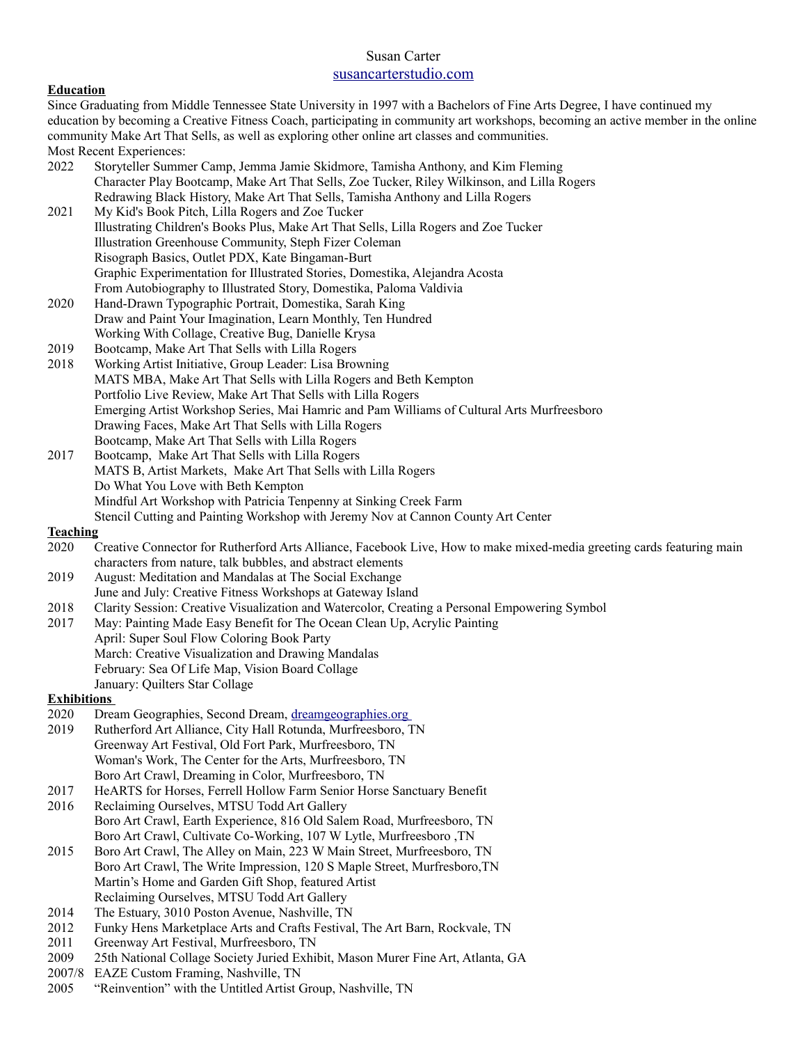Susan Carter

[susancarterstudio.com](susancarterstudio.com)

**Education**

Since Graduating from Middle Tennessee State University in 1997 with a Bachelors of Fine Arts Degree, I have continued my education by becoming a Creative Fitness Coach, participating in community art workshops, becoming an active member in the online community Make Art That Sells, as well as exploring other online art classes and communities.

Most Recent Experiences:

2022 Storyteller Summer Camp, Jemma Jamie Skidmore, Tamisha Anthony, and Kim Fleming
Character Play Bootcamp, Make Art That Sells, Zoe Tucker, Riley Wilkinson, and Lilla Rogers
Redrawing Black History, Make Art That Sells, Tamisha Anthony and Lilla Rogers

2021 My Kid's Book Pitch, Lilla Rogers and Zoe Tucker
Illustrating Children's Books Plus, Make Art That Sells, Lilla Rogers and Zoe Tucker
Illustration Greenhouse Community, Steph Fizer Coleman
Risograph Basics, Outlet PDX, Kate Bingaman-Burt
Graphic Experimentation for Illustrated Stories, Domestika, Alejandra Acosta
From Autobiography to Illustrated Story, Domestika, Paloma Valdivia

2020 Hand-Drawn Typographic Portrait, Domestika, Sarah King
Draw and Paint Your Imagination, Learn Monthly, Ten Hundred
Working With Collage, Creative Bug, Danielle Krysa

2019 Bootcamp, Make Art That Sells with Lilla Rogers

2018 Working Artist Initiative, Group Leader: Lisa Browning
MATS MBA, Make Art That Sells with Lilla Rogers and Beth Kempton
Portfolio Live Review, Make Art That Sells with Lilla Rogers
Emerging Artist Workshop Series, Mai Hamric and Pam Williams of Cultural Arts Murfreesboro
Drawing Faces, Make Art That Sells with Lilla Rogers
Bootcamp, Make Art That Sells with Lilla Rogers

2017 Bootcamp, Make Art That Sells with Lilla Rogers
MATS B, Artist Markets, Make Art That Sells with Lilla Rogers
Do What You Love with Beth Kempton
Mindful Art Workshop with Patricia Tenpenny at Sinking Creek Farm
Stencil Cutting and Painting Workshop with Jeremy Nov at Cannon County Art Center

**Teaching**

2020 Creative Connector for Rutherford Arts Alliance, Facebook Live, How to make mixed-media greeting cards featuring main characters from nature, talk bubbles, and abstract elements

2019 August: Meditation and Mandalas at The Social Exchange
June and July: Creative Fitness Workshops at Gateway Island

2018 Clarity Session: Creative Visualization and Watercolor, Creating a Personal Empowering Symbol

2017 May: Painting Made Easy Benefit for The Ocean Clean Up, Acrylic Painting
April: Super Soul Flow Coloring Book Party
March: Creative Visualization and Drawing Mandalas
February: Sea Of Life Map, Vision Board Collage
January: Quilters Star Collage

**Exhibitions**

2020 Dream Geographies, Second Dream, [dreamgeographies.org](dreamgeographies.org)

2019 Rutherford Art Alliance, City Hall Rotunda, Murfreesboro, TN
Greenway Art Festival, Old Fort Park, Murfreesboro, TN
Woman's Work, The Center for the Arts, Murfreesboro, TN
Boro Art Crawl, Dreaming in Color, Murfreesboro, TN

2017 HeARTS for Horses, Ferrell Hollow Farm Senior Horse Sanctuary Benefit

2016 Reclaiming Ourselves, MTSU Todd Art Gallery
Boro Art Crawl, Earth Experience, 816 Old Salem Road, Murfreesboro, TN
Boro Art Crawl, Cultivate Co-Working, 107 W Lytle, Murfreesboro ,TN

2015 Boro Art Crawl, The Alley on Main, 223 W Main Street, Murfreesboro, TN
Boro Art Crawl, The Write Impression, 120 S Maple Street, Murfresboro,TN
Martin's Home and Garden Gift Shop, featured Artist
Reclaiming Ourselves, MTSU Todd Art Gallery

2014 The Estuary, 3010 Poston Avenue, Nashville, TN

2012 Funky Hens Marketplace Arts and Crafts Festival, The Art Barn, Rockvale, TN

2011 Greenway Art Festival, Murfreesboro, TN

2009 25th National Collage Society Juried Exhibit, Mason Murer Fine Art, Atlanta, GA

2007/8 EAZE Custom Framing, Nashville, TN

2005 "Reinvention" with the Untitled Artist Group, Nashville, TN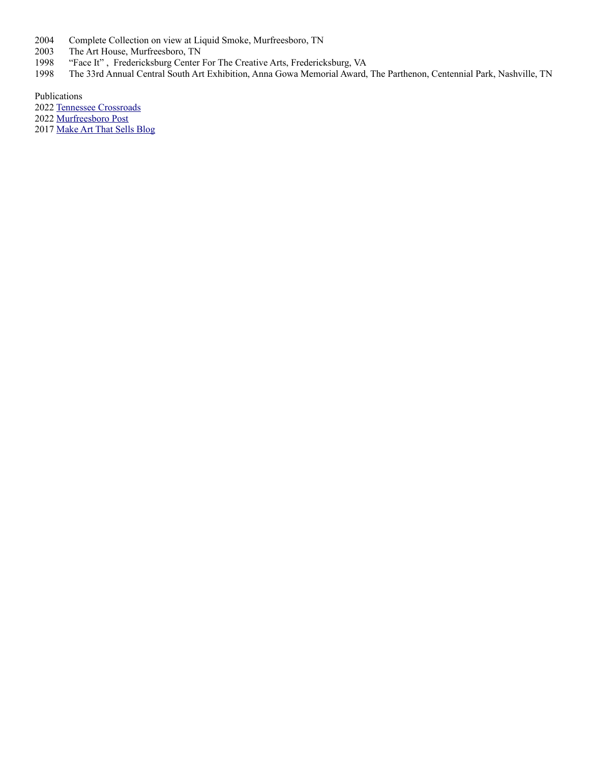2004 Complete Collection on view at Liquid Smoke, Murfreesboro, TN
2003 The Art House, Murfreesboro, TN
1998 "Face It" , Fredericksburg Center For The Creative Arts, Fredericksburg, VA
1998 The 33rd Annual Central South Art Exhibition, Anna Gowa Memorial Award, The Parthenon, Centennial Park, Nashville, TN

Publications
2022 Tennessee Crossroads
2022 Murfreesboro Post
2017 Make Art That Sells Blog